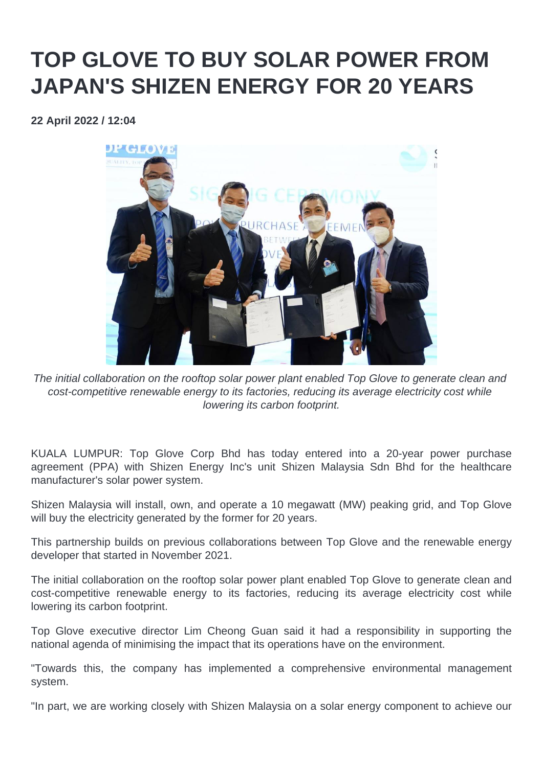# TOP GLOVE TO BUY SOLAR POWER FROM JAPAN'S SHIZEN ENERGY FOR 20 YEARS

**22 April 2022 / 12:04**

*The initial collaboration on the rooftop solar power plant enabled Top Glove to generate clean and cost-competitive renewable energy to its factories, reducing its average electricity cost while lowering its carbon footprint.*

KUALA LUMPUR: Top Glove Corp Bhd has today entered into a 20-year power purchase agreement (PPA) with Shizen Energy Inc's unit Shizen Malaysia Sdn Bhd for the healthcare manufacturer's solar power system.

Shizen Malaysia will install, own, and operate a 10 megawatt (MW) peaking grid, and Top Glove will buy the electricity generated by the former for 20 years.

This partnership builds on previous collaborations between Top Glove and the renewable energy developer that started in November 2021.

The initial collaboration on the rooftop solar power plant enabled Top Glove to generate clean and cost-competitive renewable energy to its factories, reducing its average electricity cost while lowering its carbon footprint.

Top Glove executive director Lim Cheong Guan said it had a responsibility in supporting the national agenda of minimising the impact that its operations have on the environment.

"Towards this, the company has implemented a comprehensive environmental management system.

"In part, we are working closely with Shizen Malaysia on a solar energy component to achieve our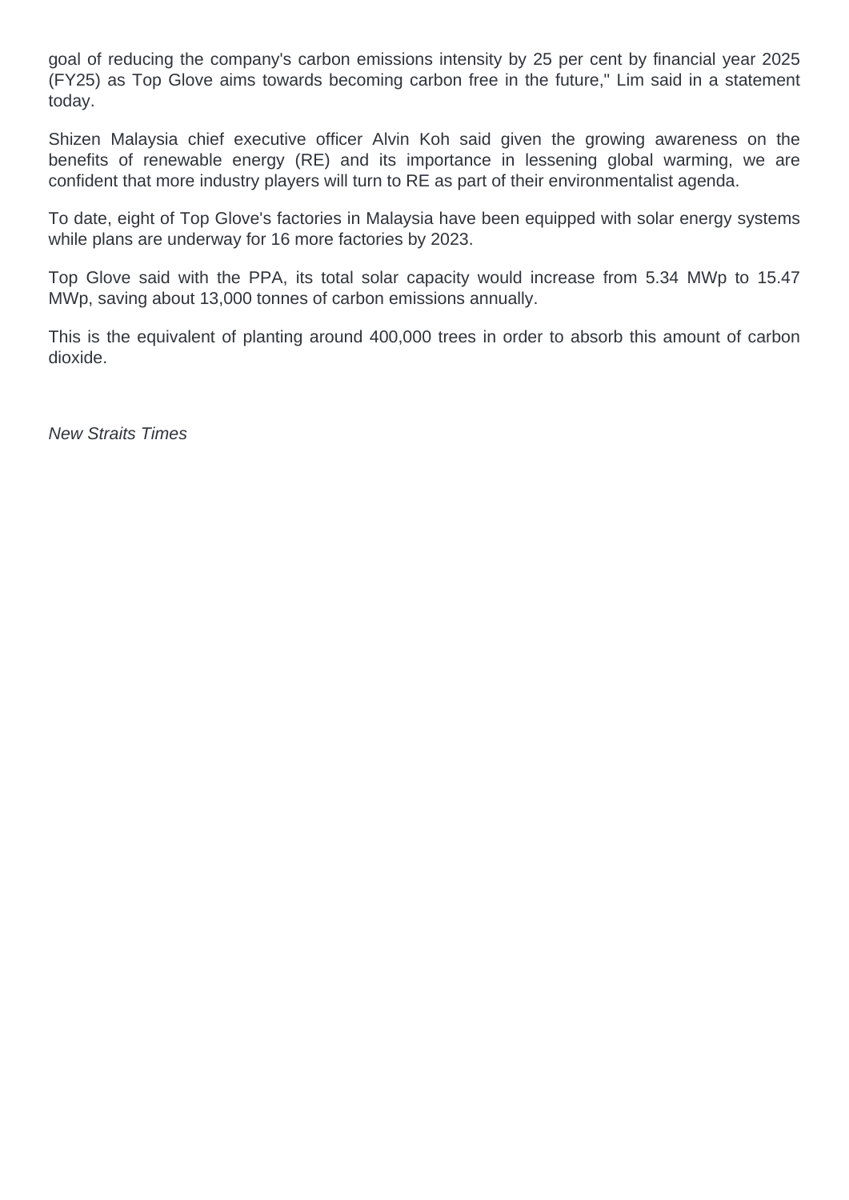goal of reducing the company's carbon emissions intensity by 25 per cent by financial year 2025 (FY25) as Top Glove aims towards becoming carbon free in the future," Lim said in a statement today.

Shizen Malaysia chief executive officer Alvin Koh said given the growing awareness on the benefits of renewable energy (RE) and its importance in lessening global warming, we are confident that more industry players will turn to RE as part of their environmentalist agenda.

To date, eight of Top Glove's factories in Malaysia have been equipped with solar energy systems while plans are underway for 16 more factories by 2023.

Top Glove said with the PPA, its total solar capacity would increase from 5.34 MWp to 15.47 MWp, saving about 13,000 tonnes of carbon emissions annually.

This is the equivalent of planting around 400,000 trees in order to absorb this amount of carbon dioxide.

*New Straits Times*